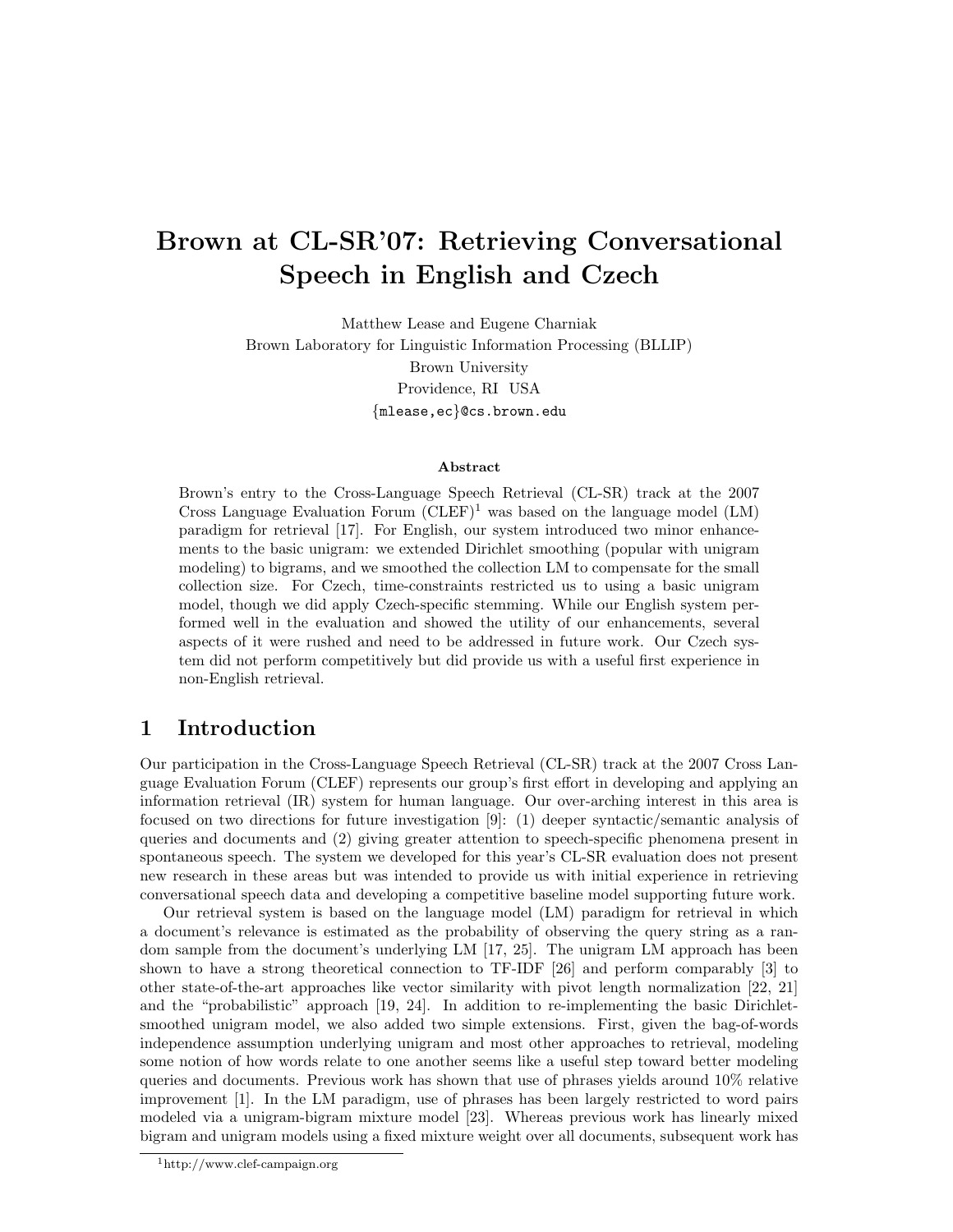# Brown at CL-SR'07: Retrieving Conversational Speech in English and Czech

Matthew Lease and Eugene Charniak
Brown Laboratory for Linguistic Information Processing (BLLIP)
Brown University
Providence, RI USA
{mlease,ec}@cs.brown.edu

### Abstract

Brown's entry to the Cross-Language Speech Retrieval (CL-SR) track at the 2007 Cross Language Evaluation Forum (CLEF)[1] was based on the language model (LM) paradigm for retrieval [17]. For English, our system introduced two minor enhancements to the basic unigram: we extended Dirichlet smoothing (popular with unigram modeling) to bigrams, and we smoothed the collection LM to compensate for the small collection size. For Czech, time-constraints restricted us to using a basic unigram model, though we did apply Czech-specific stemming. While our English system performed well in the evaluation and showed the utility of our enhancements, several aspects of it were rushed and need to be addressed in future work. Our Czech system did not perform competitively but did provide us with a useful first experience in non-English retrieval.

## 1 Introduction

Our participation in the Cross-Language Speech Retrieval (CL-SR) track at the 2007 Cross Language Evaluation Forum (CLEF) represents our group's first effort in developing and applying an information retrieval (IR) system for human language. Our over-arching interest in this area is focused on two directions for future investigation [9]: (1) deeper syntactic/semantic analysis of queries and documents and (2) giving greater attention to speech-specific phenomena present in spontaneous speech. The system we developed for this year's CL-SR evaluation does not present new research in these areas but was intended to provide us with initial experience in retrieving conversational speech data and developing a competitive baseline model supporting future work.

Our retrieval system is based on the language model (LM) paradigm for retrieval in which a document's relevance is estimated as the probability of observing the query string as a random sample from the document's underlying LM [17, 25]. The unigram LM approach has been shown to have a strong theoretical connection to TF-IDF [26] and perform comparably [3] to other state-of-the-art approaches like vector similarity with pivot length normalization [22, 21] and the "probabilistic" approach [19, 24]. In addition to re-implementing the basic Dirichlet-smoothed unigram model, we also added two simple extensions. First, given the bag-of-words independence assumption underlying unigram and most other approaches to retrieval, modeling some notion of how words relate to one another seems like a useful step toward better modeling queries and documents. Previous work has shown that use of phrases yields around 10% relative improvement [1]. In the LM paradigm, use of phrases has been largely restricted to word pairs modeled via a unigram-bigram mixture model [23]. Whereas previous work has linearly mixed bigram and unigram models using a fixed mixture weight over all documents, subsequent work has

[1] http://www.clef-campaign.org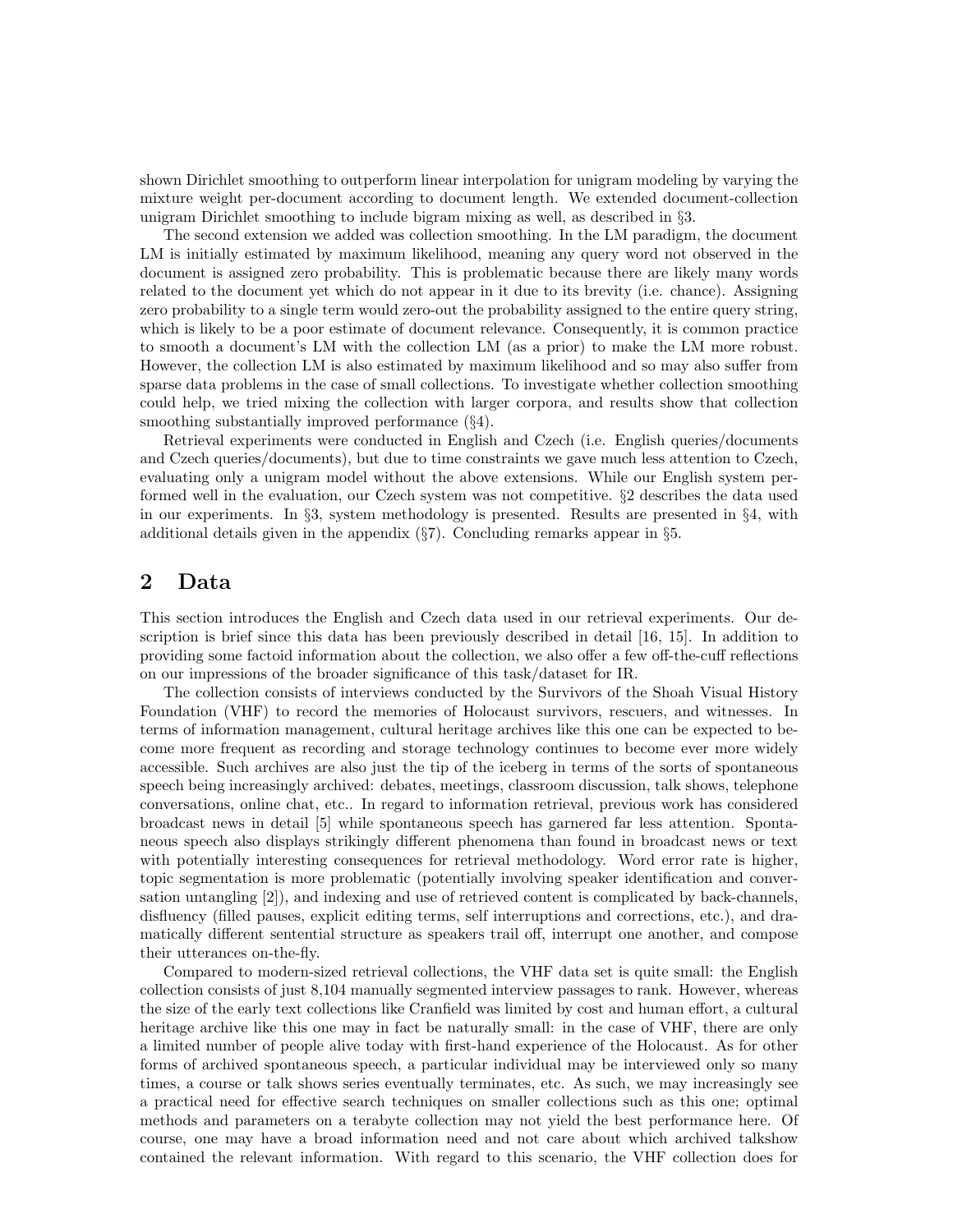shown Dirichlet smoothing to outperform linear interpolation for unigram modeling by varying the mixture weight per-document according to document length. We extended document-collection unigram Dirichlet smoothing to include bigram mixing as well, as described in §3.

The second extension we added was collection smoothing. In the LM paradigm, the document LM is initially estimated by maximum likelihood, meaning any query word not observed in the document is assigned zero probability. This is problematic because there are likely many words related to the document yet which do not appear in it due to its brevity (i.e. chance). Assigning zero probability to a single term would zero-out the probability assigned to the entire query string, which is likely to be a poor estimate of document relevance. Consequently, it is common practice to smooth a document's LM with the collection LM (as a prior) to make the LM more robust. However, the collection LM is also estimated by maximum likelihood and so may also suffer from sparse data problems in the case of small collections. To investigate whether collection smoothing could help, we tried mixing the collection with larger corpora, and results show that collection smoothing substantially improved performance (§4).

Retrieval experiments were conducted in English and Czech (i.e. English queries/documents and Czech queries/documents), but due to time constraints we gave much less attention to Czech, evaluating only a unigram model without the above extensions. While our English system performed well in the evaluation, our Czech system was not competitive. §2 describes the data used in our experiments. In §3, system methodology is presented. Results are presented in §4, with additional details given in the appendix (§7). Concluding remarks appear in §5.

## 2 Data

This section introduces the English and Czech data used in our retrieval experiments. Our description is brief since this data has been previously described in detail [16, 15]. In addition to providing some factoid information about the collection, we also offer a few off-the-cuff reflections on our impressions of the broader significance of this task/dataset for IR.

The collection consists of interviews conducted by the Survivors of the Shoah Visual History Foundation (VHF) to record the memories of Holocaust survivors, rescuers, and witnesses. In terms of information management, cultural heritage archives like this one can be expected to become more frequent as recording and storage technology continues to become ever more widely accessible. Such archives are also just the tip of the iceberg in terms of the sorts of spontaneous speech being increasingly archived: debates, meetings, classroom discussion, talk shows, telephone conversations, online chat, etc.. In regard to information retrieval, previous work has considered broadcast news in detail [5] while spontaneous speech has garnered far less attention. Spontaneous speech also displays strikingly different phenomena than found in broadcast news or text with potentially interesting consequences for retrieval methodology. Word error rate is higher, topic segmentation is more problematic (potentially involving speaker identification and conversation untangling [2]), and indexing and use of retrieved content is complicated by back-channels, disfluency (filled pauses, explicit editing terms, self interruptions and corrections, etc.), and dramatically different sentential structure as speakers trail off, interrupt one another, and compose their utterances on-the-fly.

Compared to modern-sized retrieval collections, the VHF data set is quite small: the English collection consists of just 8,104 manually segmented interview passages to rank. However, whereas the size of the early text collections like Cranfield was limited by cost and human effort, a cultural heritage archive like this one may in fact be naturally small: in the case of VHF, there are only a limited number of people alive today with first-hand experience of the Holocaust. As for other forms of archived spontaneous speech, a particular individual may be interviewed only so many times, a course or talk shows series eventually terminates, etc. As such, we may increasingly see a practical need for effective search techniques on smaller collections such as this one; optimal methods and parameters on a terabyte collection may not yield the best performance here. Of course, one may have a broad information need and not care about which archived talkshow contained the relevant information. With regard to this scenario, the VHF collection does for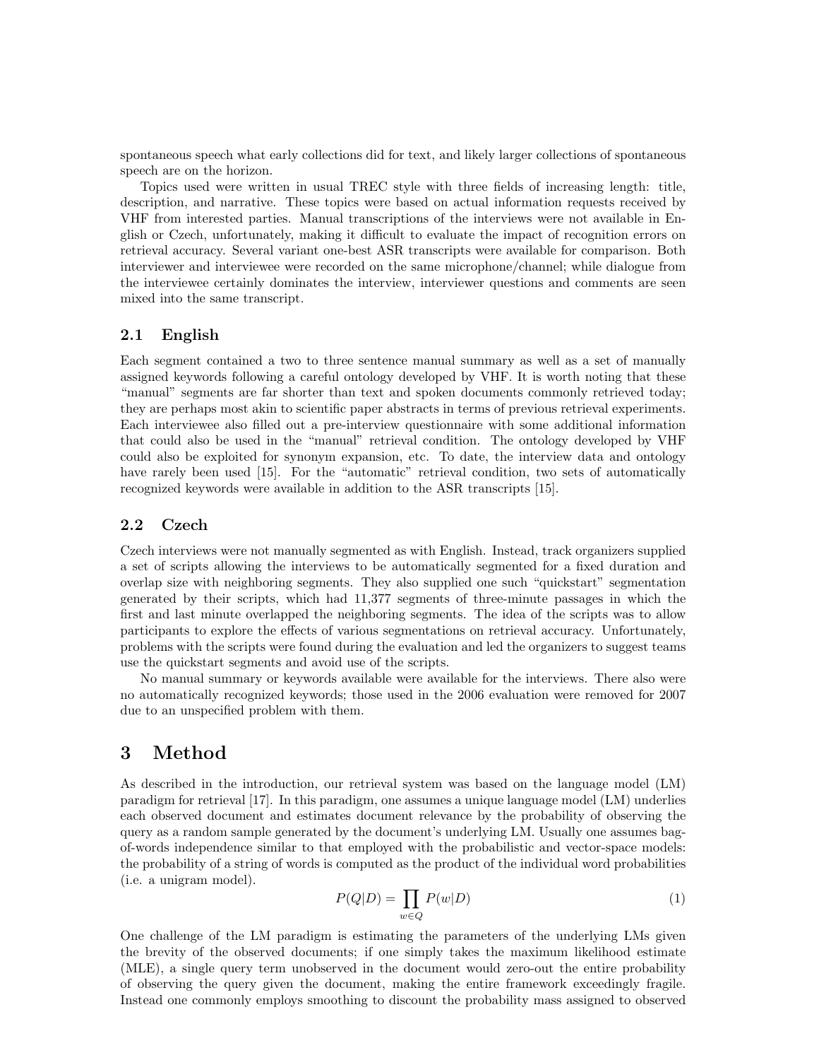spontaneous speech what early collections did for text, and likely larger collections of spontaneous speech are on the horizon.

Topics used were written in usual TREC style with three fields of increasing length: title, description, and narrative. These topics were based on actual information requests received by VHF from interested parties. Manual transcriptions of the interviews were not available in English or Czech, unfortunately, making it difficult to evaluate the impact of recognition errors on retrieval accuracy. Several variant one-best ASR transcripts were available for comparison. Both interviewer and interviewee were recorded on the same microphone/channel; while dialogue from the interviewee certainly dominates the interview, interviewer questions and comments are seen mixed into the same transcript.

### 2.1 English

Each segment contained a two to three sentence manual summary as well as a set of manually assigned keywords following a careful ontology developed by VHF. It is worth noting that these "manual" segments are far shorter than text and spoken documents commonly retrieved today; they are perhaps most akin to scientific paper abstracts in terms of previous retrieval experiments. Each interviewee also filled out a pre-interview questionnaire with some additional information that could also be used in the "manual" retrieval condition. The ontology developed by VHF could also be exploited for synonym expansion, etc. To date, the interview data and ontology have rarely been used [15]. For the "automatic" retrieval condition, two sets of automatically recognized keywords were available in addition to the ASR transcripts [15].

### 2.2 Czech

Czech interviews were not manually segmented as with English. Instead, track organizers supplied a set of scripts allowing the interviews to be automatically segmented for a fixed duration and overlap size with neighboring segments. They also supplied one such "quickstart" segmentation generated by their scripts, which had 11,377 segments of three-minute passages in which the first and last minute overlapped the neighboring segments. The idea of the scripts was to allow participants to explore the effects of various segmentations on retrieval accuracy. Unfortunately, problems with the scripts were found during the evaluation and led the organizers to suggest teams use the quickstart segments and avoid use of the scripts.

No manual summary or keywords available were available for the interviews. There also were no automatically recognized keywords; those used in the 2006 evaluation were removed for 2007 due to an unspecified problem with them.

## 3 Method

As described in the introduction, our retrieval system was based on the language model (LM) paradigm for retrieval [17]. In this paradigm, one assumes a unique language model (LM) underlies each observed document and estimates document relevance by the probability of observing the query as a random sample generated by the document's underlying LM. Usually one assumes bag-of-words independence similar to that employed with the probabilistic and vector-space models: the probability of a string of words is computed as the product of the individual word probabilities (i.e. a unigram model).

$$P(Q|D) = \prod_{w \in Q} P(w|D) \tag{1}$$

One challenge of the LM paradigm is estimating the parameters of the underlying LMs given the brevity of the observed documents; if one simply takes the maximum likelihood estimate (MLE), a single query term unobserved in the document would zero-out the entire probability of observing the query given the document, making the entire framework exceedingly fragile. Instead one commonly employs smoothing to discount the probability mass assigned to observed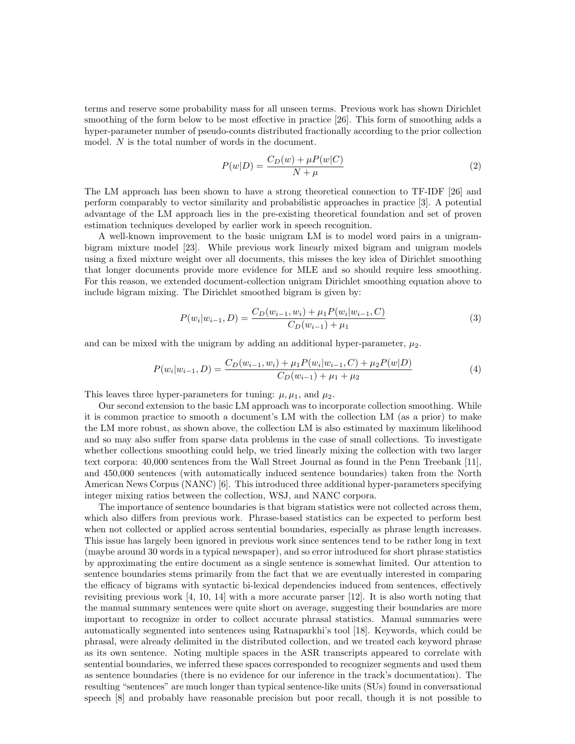terms and reserve some probability mass for all unseen terms. Previous work has shown Dirichlet smoothing of the form below to be most effective in practice [26]. This form of smoothing adds a hyper-parameter number of pseudo-counts distributed fractionally according to the prior collection model. $N$ is the total number of words in the document.

$$P(w|D) = \frac{C_D(w) + \mu P(w|C)}{N + \mu} \tag{2}$$

The LM approach has been shown to have a strong theoretical connection to TF-IDF [26] and perform comparably to vector similarity and probabilistic approaches in practice [3]. A potential advantage of the LM approach lies in the pre-existing theoretical foundation and set of proven estimation techniques developed by earlier work in speech recognition.

A well-known improvement to the basic unigram LM is to model word pairs in a unigram-bigram mixture model [23]. While previous work linearly mixed bigram and unigram models using a fixed mixture weight over all documents, this misses the key idea of Dirichlet smoothing that longer documents provide more evidence for MLE and so should require less smoothing. For this reason, we extended document-collection unigram Dirichlet smoothing equation above to include bigram mixing. The Dirichlet smoothed bigram is given by:

$$P(w_i|w_{i-1}, D) = \frac{C_D(w_{i-1}, w_i) + \mu_1 P(w_i|w_{i-1}, C)}{C_D(w_{i-1}) + \mu_1} \tag{3}$$

and can be mixed with the unigram by adding an additional hyper-parameter, $\mu_2$.

$$P(w_i|w_{i-1}, D) = \frac{C_D(w_{i-1}, w_i) + \mu_1 P(w_i|w_{i-1}, C) + \mu_2 P(w|D)}{C_D(w_{i-1}) + \mu_1 + \mu_2} \tag{4}$$

This leaves three hyper-parameters for tuning: $\mu, \mu_1$, and $\mu_2$.

Our second extension to the basic LM approach was to incorporate collection smoothing. While it is common practice to smooth a document's LM with the collection LM (as a prior) to make the LM more robust, as shown above, the collection LM is also estimated by maximum likelihood and so may also suffer from sparse data problems in the case of small collections. To investigate whether collections smoothing could help, we tried linearly mixing the collection with two larger text corpora: 40,000 sentences from the Wall Street Journal as found in the Penn Treebank [11], and 450,000 sentences (with automatically induced sentence boundaries) taken from the North American News Corpus (NANC) [6]. This introduced three additional hyper-parameters specifying integer mixing ratios between the collection, WSJ, and NANC corpora.

The importance of sentence boundaries is that bigram statistics were not collected across them, which also differs from previous work. Phrase-based statistics can be expected to perform best when not collected or applied across sentential boundaries, especially as phrase length increases. This issue has largely been ignored in previous work since sentences tend to be rather long in text (maybe around 30 words in a typical newspaper), and so error introduced for short phrase statistics by approximating the entire document as a single sentence is somewhat limited. Our attention to sentence boundaries stems primarily from the fact that we are eventually interested in comparing the efficacy of bigrams with syntactic bi-lexical dependencies induced from sentences, effectively revisiting previous work [4, 10, 14] with a more accurate parser [12]. It is also worth noting that the manual summary sentences were quite short on average, suggesting their boundaries are more important to recognize in order to collect accurate phrasal statistics. Manual summaries were automatically segmented into sentences using Ratnaparkhi's tool [18]. Keywords, which could be phrasal, were already delimited in the distributed collection, and we treated each keyword phrase as its own sentence. Noting multiple spaces in the ASR transcripts appeared to correlate with sentential boundaries, we inferred these spaces corresponded to recognizer segments and used them as sentence boundaries (there is no evidence for our inference in the track's documentation). The resulting "sentences" are much longer than typical sentence-like units (SUs) found in conversational speech [8] and probably have reasonable precision but poor recall, though it is not possible to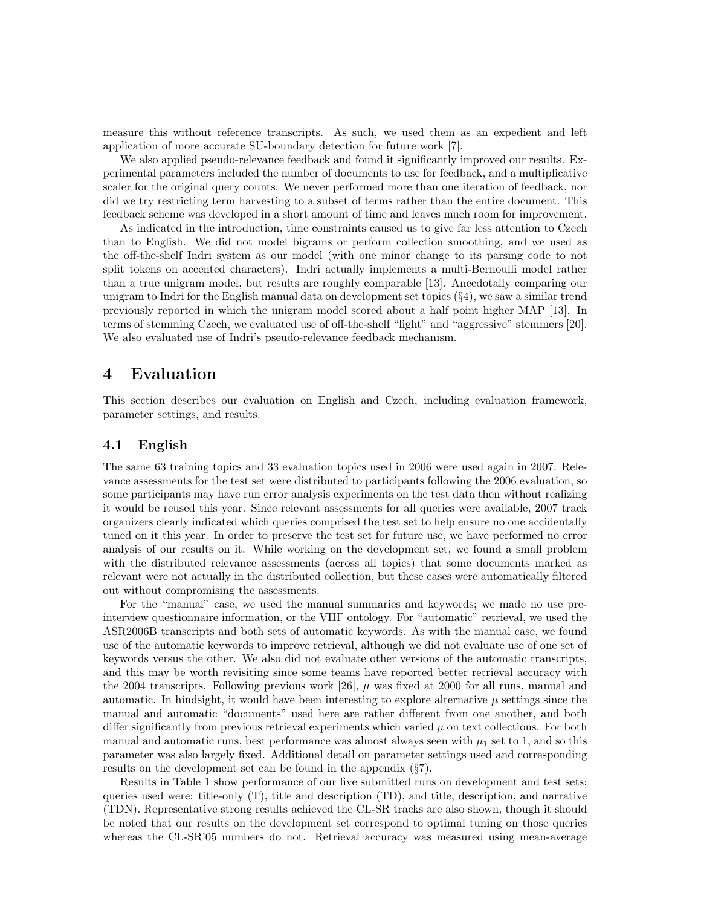measure this without reference transcripts. As such, we used them as an expedient and left application of more accurate SU-boundary detection for future work [7].

We also applied pseudo-relevance feedback and found it significantly improved our results. Experimental parameters included the number of documents to use for feedback, and a multiplicative scaler for the original query counts. We never performed more than one iteration of feedback, nor did we try restricting term harvesting to a subset of terms rather than the entire document. This feedback scheme was developed in a short amount of time and leaves much room for improvement.

As indicated in the introduction, time constraints caused us to give far less attention to Czech than to English. We did not model bigrams or perform collection smoothing, and we used as the off-the-shelf Indri system as our model (with one minor change to its parsing code to not split tokens on accented characters). Indri actually implements a multi-Bernoulli model rather than a true unigram model, but results are roughly comparable [13]. Anecdotally comparing our unigram to Indri for the English manual data on development set topics (§4), we saw a similar trend previously reported in which the unigram model scored about a half point higher MAP [13]. In terms of stemming Czech, we evaluated use of off-the-shelf "light" and "aggressive" stemmers [20]. We also evaluated use of Indri's pseudo-relevance feedback mechanism.

# 4 Evaluation

This section describes our evaluation on English and Czech, including evaluation framework, parameter settings, and results.

## 4.1 English

The same 63 training topics and 33 evaluation topics used in 2006 were used again in 2007. Relevance assessments for the test set were distributed to participants following the 2006 evaluation, so some participants may have run error analysis experiments on the test data then without realizing it would be reused this year. Since relevant assessments for all queries were available, 2007 track organizers clearly indicated which queries comprised the test set to help ensure no one accidentally tuned on it this year. In order to preserve the test set for future use, we have performed no error analysis of our results on it. While working on the development set, we found a small problem with the distributed relevance assessments (across all topics) that some documents marked as relevant were not actually in the distributed collection, but these cases were automatically filtered out without compromising the assessments.

For the "manual" case, we used the manual summaries and keywords; we made no use pre-interview questionnaire information, or the VHF ontology. For "automatic" retrieval, we used the ASR2006B transcripts and both sets of automatic keywords. As with the manual case, we found use of the automatic keywords to improve retrieval, although we did not evaluate use of one set of keywords versus the other. We also did not evaluate other versions of the automatic transcripts, and this may be worth revisiting since some teams have reported better retrieval accuracy with the 2004 transcripts. Following previous work [26], $\mu$ was fixed at 2000 for all runs, manual and automatic. In hindsight, it would have been interesting to explore alternative $\mu$ settings since the manual and automatic "documents" used here are rather different from one another, and both differ significantly from previous retrieval experiments which varied $\mu$ on text collections. For both manual and automatic runs, best performance was almost always seen with $\mu_1$ set to 1, and so this parameter was also largely fixed. Additional detail on parameter settings used and corresponding results on the development set can be found in the appendix (§7).

Results in Table 1 show performance of our five submitted runs on development and test sets; queries used were: title-only (T), title and description (TD), and title, description, and narrative (TDN). Representative strong results achieved the CL-SR tracks are also shown, though it should be noted that our results on the development set correspond to optimal tuning on those queries whereas the CL-SR'05 numbers do not. Retrieval accuracy was measured using mean-average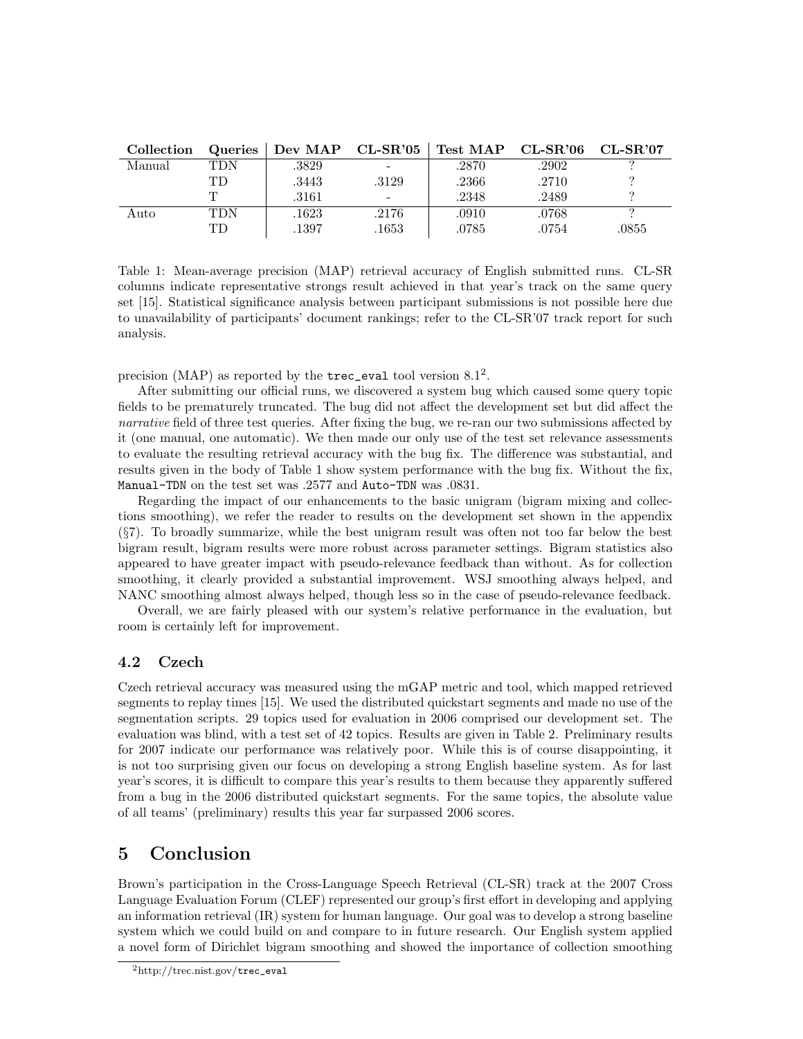| Collection | Queries | Dev MAP | CL-SR'05 | Test MAP | CL-SR'06 | CL-SR'07 |
|---|---|---|---|---|---|---|
| Manual | TDN | .3829 | - | .2870 | .2902 | ? |
| | TD | .3443 | .3129 | .2366 | .2710 | ? |
| | T | .3161 | - | .2348 | .2489 | ? |
| Auto | TDN | .1623 | .2176 | .0910 | .0768 | ? |
| | TD | .1397 | .1653 | .0785 | .0754 | .0855 |

Table 1: Mean-average precision (MAP) retrieval accuracy of English submitted runs. CL-SR columns indicate representative strongs result achieved in that year's track on the same query set [15]. Statistical significance analysis between participant submissions is not possible here due to unavailability of participants' document rankings; refer to the CL-SR'07 track report for such analysis.

precision (MAP) as reported by the `trec_eval` tool version 8.1[2].

After submitting our official runs, we discovered a system bug which caused some query topic fields to be prematurely truncated. The bug did not affect the development set but did affect the *narrative* field of three test queries. After fixing the bug, we re-ran our two submissions affected by it (one manual, one automatic). We then made our only use of the test set relevance assessments to evaluate the resulting retrieval accuracy with the bug fix. The difference was substantial, and results given in the body of Table 1 show system performance with the bug fix. Without the fix, `Manual-TDN` on the test set was .2577 and `Auto-TDN` was .0831.

Regarding the impact of our enhancements to the basic unigram (bigram mixing and collections smoothing), we refer the reader to results on the development set shown in the appendix (§7). To broadly summarize, while the best unigram result was often not too far below the best bigram result, bigram results were more robust across parameter settings. Bigram statistics also appeared to have greater impact with pseudo-relevance feedback than without. As for collection smoothing, it clearly provided a substantial improvement. WSJ smoothing always helped, and NANC smoothing almost always helped, though less so in the case of pseudo-relevance feedback.

Overall, we are fairly pleased with our system's relative performance in the evaluation, but room is certainly left for improvement.

### 4.2 Czech

Czech retrieval accuracy was measured using the mGAP metric and tool, which mapped retrieved segments to replay times [15]. We used the distributed quickstart segments and made no use of the segmentation scripts. 29 topics used for evaluation in 2006 comprised our development set. The evaluation was blind, with a test set of 42 topics. Results are given in Table 2. Preliminary results for 2007 indicate our performance was relatively poor. While this is of course disappointing, it is not too surprising given our focus on developing a strong English baseline system. As for last year's scores, it is difficult to compare this year's results to them because they apparently suffered from a bug in the 2006 distributed quickstart segments. For the same topics, the absolute value of all teams' (preliminary) results this year far surpassed 2006 scores.

## 5 Conclusion

Brown's participation in the Cross-Language Speech Retrieval (CL-SR) track at the 2007 Cross Language Evaluation Forum (CLEF) represented our group's first effort in developing and applying an information retrieval (IR) system for human language. Our goal was to develop a strong baseline system which we could build on and compare to in future research. Our English system applied a novel form of Dirichlet bigram smoothing and showed the importance of collection smoothing

[2] http://trec.nist.gov/`trec_eval`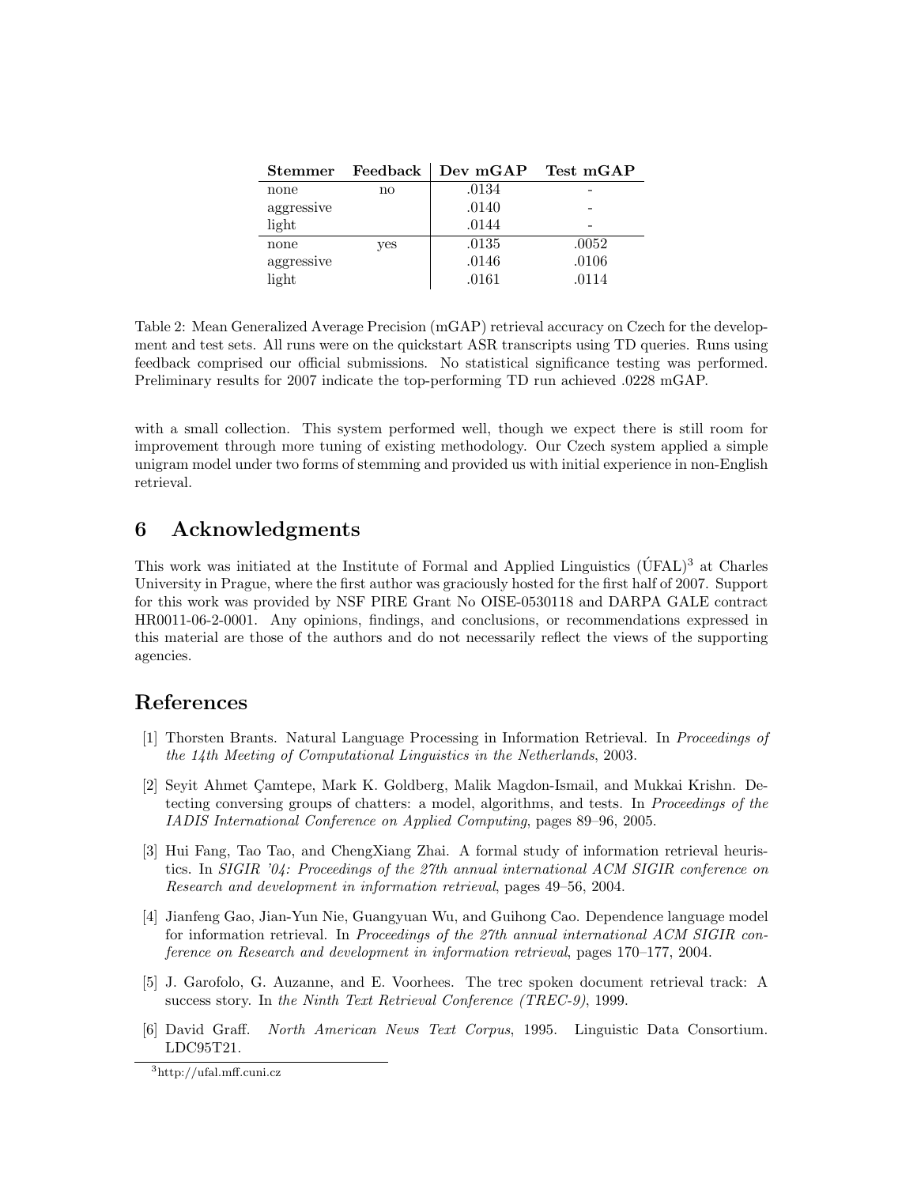| **Stemmer** | **Feedback** | **Dev mGAP** | **Test mGAP** |
|---|---|---|---|
| none | no | .0134 | - |
| aggressive | | .0140 | - |
| light | | .0144 | - |
| none | yes | .0135 | .0052 |
| aggressive | | .0146 | .0106 |
| light | | .0161 | .0114 |

Table 2: Mean Generalized Average Precision (mGAP) retrieval accuracy on Czech for the development and test sets. All runs were on the quickstart ASR transcripts using TD queries. Runs using feedback comprised our official submissions. No statistical significance testing was performed. Preliminary results for 2007 indicate the top-performing TD run achieved .0228 mGAP.

with a small collection. This system performed well, though we expect there is still room for improvement through more tuning of existing methodology. Our Czech system applied a simple unigram model under two forms of stemming and provided us with initial experience in non-English retrieval.

## 6 Acknowledgments

This work was initiated at the Institute of Formal and Applied Linguistics (ÚFAL)[3] at Charles University in Prague, where the first author was graciously hosted for the first half of 2007. Support for this work was provided by NSF PIRE Grant No OISE-0530118 and DARPA GALE contract HR0011-06-2-0001. Any opinions, findings, and conclusions, or recommendations expressed in this material are those of the authors and do not necessarily reflect the views of the supporting agencies.

## References

[1] Thorsten Brants. Natural Language Processing in Information Retrieval. In *Proceedings of the 14th Meeting of Computational Linguistics in the Netherlands*, 2003.

[2] Seyit Ahmet Çamtepe, Mark K. Goldberg, Malik Magdon-Ismail, and Mukkai Krishn. Detecting conversing groups of chatters: a model, algorithms, and tests. In *Proceedings of the IADIS International Conference on Applied Computing*, pages 89–96, 2005.

[3] Hui Fang, Tao Tao, and ChengXiang Zhai. A formal study of information retrieval heuristics. In *SIGIR '04: Proceedings of the 27th annual international ACM SIGIR conference on Research and development in information retrieval*, pages 49–56, 2004.

[4] Jianfeng Gao, Jian-Yun Nie, Guangyuan Wu, and Guihong Cao. Dependence language model for information retrieval. In *Proceedings of the 27th annual international ACM SIGIR conference on Research and development in information retrieval*, pages 170–177, 2004.

[5] J. Garofolo, G. Auzanne, and E. Voorhees. The trec spoken document retrieval track: A success story. In *the Ninth Text Retrieval Conference (TREC-9)*, 1999.

[6] David Graff. *North American News Text Corpus*, 1995. Linguistic Data Consortium. LDC95T21.

[3] http://ufal.mff.cuni.cz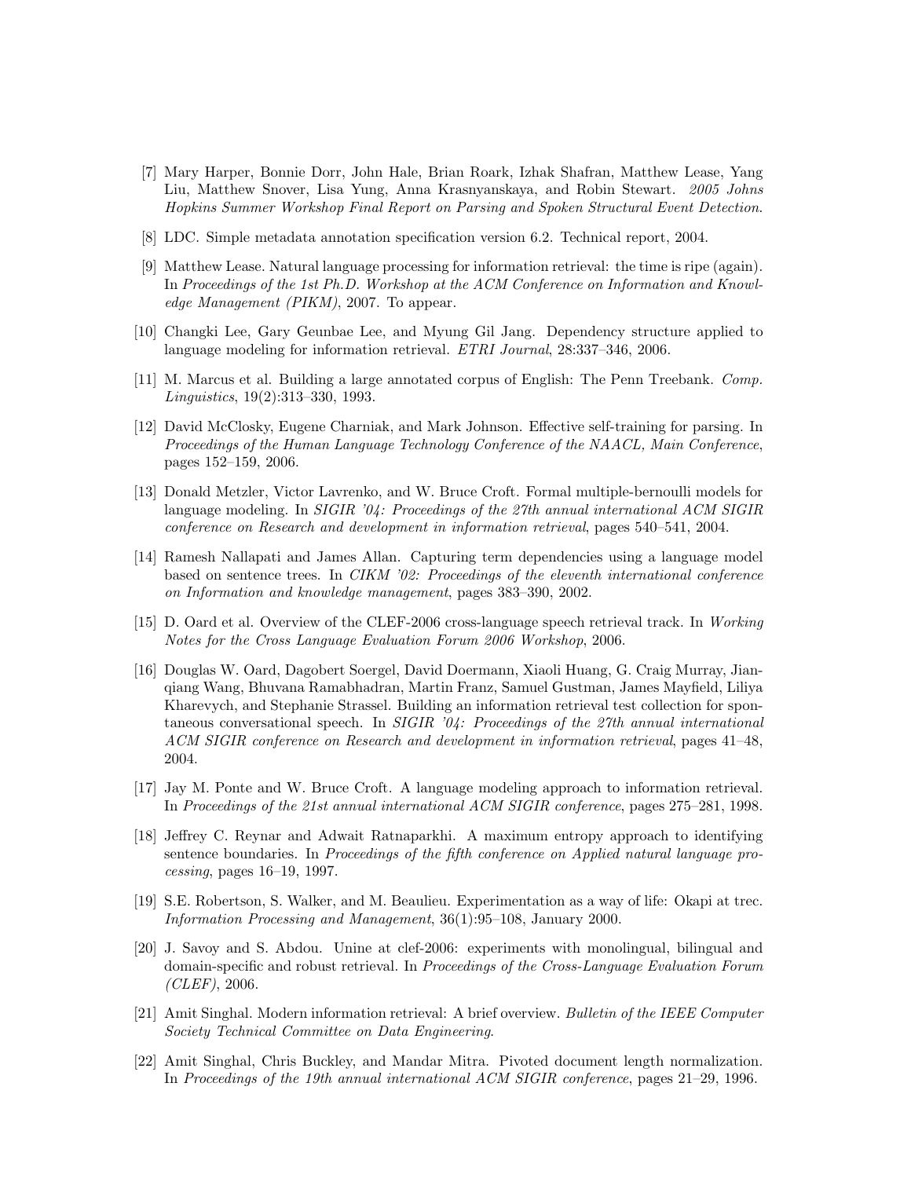[7] Mary Harper, Bonnie Dorr, John Hale, Brian Roark, Izhak Shafran, Matthew Lease, Yang Liu, Matthew Snover, Lisa Yung, Anna Krasnyanskaya, and Robin Stewart. *2005 Johns Hopkins Summer Workshop Final Report on Parsing and Spoken Structural Event Detection*.

[8] LDC. Simple metadata annotation specification version 6.2. Technical report, 2004.

[9] Matthew Lease. Natural language processing for information retrieval: the time is ripe (again). In *Proceedings of the 1st Ph.D. Workshop at the ACM Conference on Information and Knowledge Management (PIKM)*, 2007. To appear.

[10] Changki Lee, Gary Geunbae Lee, and Myung Gil Jang. Dependency structure applied to language modeling for information retrieval. *ETRI Journal*, 28:337–346, 2006.

[11] M. Marcus et al. Building a large annotated corpus of English: The Penn Treebank. *Comp. Linguistics*, 19(2):313–330, 1993.

[12] David McClosky, Eugene Charniak, and Mark Johnson. Effective self-training for parsing. In *Proceedings of the Human Language Technology Conference of the NAACL, Main Conference*, pages 152–159, 2006.

[13] Donald Metzler, Victor Lavrenko, and W. Bruce Croft. Formal multiple-bernoulli models for language modeling. In *SIGIR '04: Proceedings of the 27th annual international ACM SIGIR conference on Research and development in information retrieval*, pages 540–541, 2004.

[14] Ramesh Nallapati and James Allan. Capturing term dependencies using a language model based on sentence trees. In *CIKM '02: Proceedings of the eleventh international conference on Information and knowledge management*, pages 383–390, 2002.

[15] D. Oard et al. Overview of the CLEF-2006 cross-language speech retrieval track. In *Working Notes for the Cross Language Evaluation Forum 2006 Workshop*, 2006.

[16] Douglas W. Oard, Dagobert Soergel, David Doermann, Xiaoli Huang, G. Craig Murray, Jianqiang Wang, Bhuvana Ramabhadran, Martin Franz, Samuel Gustman, James Mayfield, Liliya Kharevych, and Stephanie Strassel. Building an information retrieval test collection for spontaneous conversational speech. In *SIGIR '04: Proceedings of the 27th annual international ACM SIGIR conference on Research and development in information retrieval*, pages 41–48, 2004.

[17] Jay M. Ponte and W. Bruce Croft. A language modeling approach to information retrieval. In *Proceedings of the 21st annual international ACM SIGIR conference*, pages 275–281, 1998.

[18] Jeffrey C. Reynar and Adwait Ratnaparkhi. A maximum entropy approach to identifying sentence boundaries. In *Proceedings of the fifth conference on Applied natural language processing*, pages 16–19, 1997.

[19] S.E. Robertson, S. Walker, and M. Beaulieu. Experimentation as a way of life: Okapi at trec. *Information Processing and Management*, 36(1):95–108, January 2000.

[20] J. Savoy and S. Abdou. Unine at clef-2006: experiments with monolingual, bilingual and domain-specific and robust retrieval. In *Proceedings of the Cross-Language Evaluation Forum (CLEF)*, 2006.

[21] Amit Singhal. Modern information retrieval: A brief overview. *Bulletin of the IEEE Computer Society Technical Committee on Data Engineering*.

[22] Amit Singhal, Chris Buckley, and Mandar Mitra. Pivoted document length normalization. In *Proceedings of the 19th annual international ACM SIGIR conference*, pages 21–29, 1996.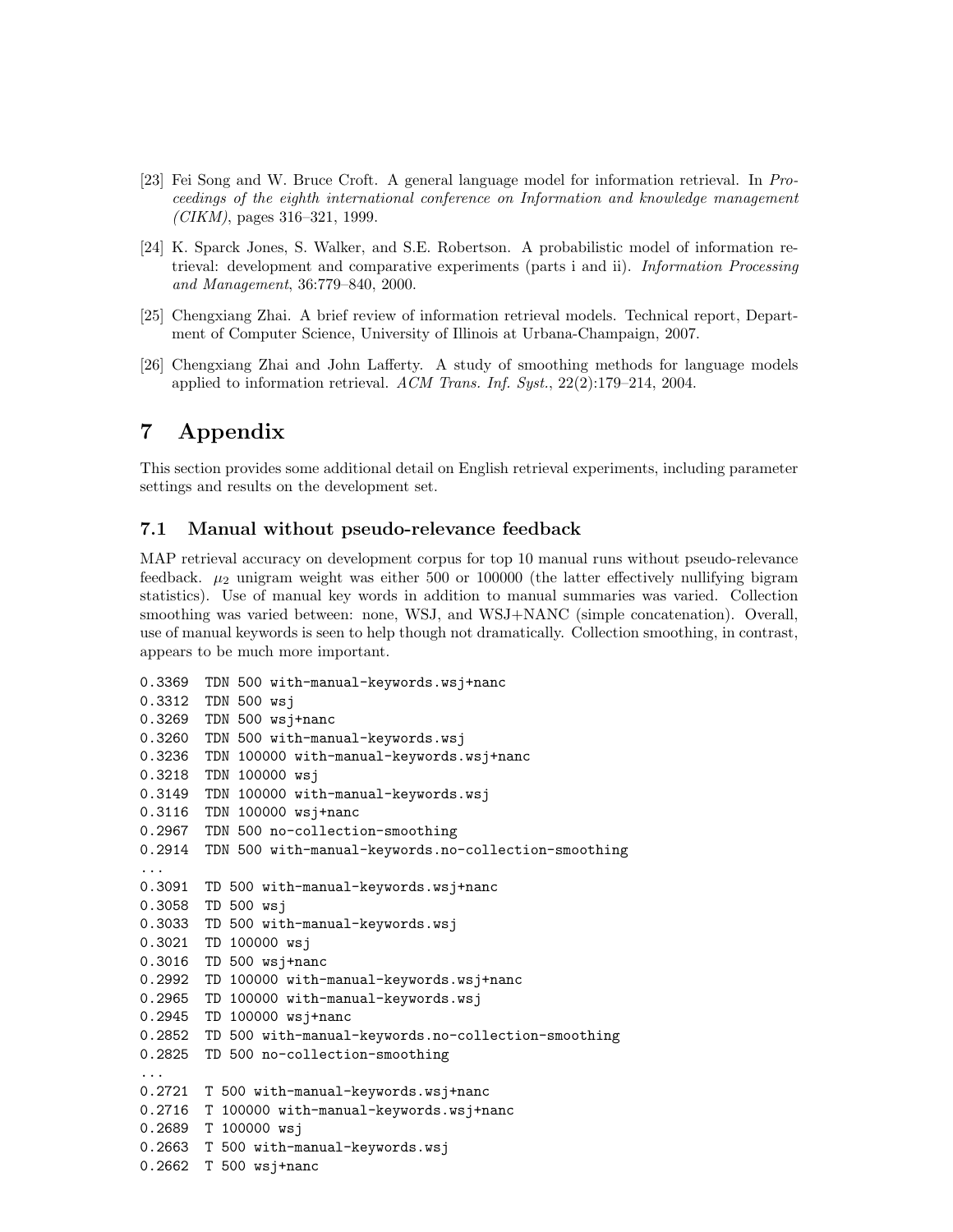[23] Fei Song and W. Bruce Croft. A general language model for information retrieval. In *Proceedings of the eighth international conference on Information and knowledge management (CIKM)*, pages 316–321, 1999.

[24] K. Sparck Jones, S. Walker, and S.E. Robertson. A probabilistic model of information retrieval: development and comparative experiments (parts i and ii). *Information Processing and Management*, 36:779–840, 2000.

[25] Chengxiang Zhai. A brief review of information retrieval models. Technical report, Department of Computer Science, University of Illinois at Urbana-Champaign, 2007.

[26] Chengxiang Zhai and John Lafferty. A study of smoothing methods for language models applied to information retrieval. *ACM Trans. Inf. Syst.*, 22(2):179–214, 2004.

# 7 Appendix

This section provides some additional detail on English retrieval experiments, including parameter settings and results on the development set.

## 7.1 Manual without pseudo-relevance feedback

MAP retrieval accuracy on development corpus for top 10 manual runs without pseudo-relevance feedback. $\mu_2$ unigram weight was either 500 or 100000 (the latter effectively nullifying bigram statistics). Use of manual key words in addition to manual summaries was varied. Collection smoothing was varied between: none, WSJ, and WSJ+NANC (simple concatenation). Overall, use of manual keywords is seen to help though not dramatically. Collection smoothing, in contrast, appears to be much more important.

```
0.3369  TDN 500 with-manual-keywords.wsj+nanc
0.3312  TDN 500 wsj
0.3269  TDN 500 wsj+nanc
0.3260  TDN 500 with-manual-keywords.wsj
0.3236  TDN 100000 with-manual-keywords.wsj+nanc
0.3218  TDN 100000 wsj
0.3149  TDN 100000 with-manual-keywords.wsj
0.3116  TDN 100000 wsj+nanc
0.2967  TDN 500 no-collection-smoothing
0.2914  TDN 500 with-manual-keywords.no-collection-smoothing
...
0.3091  TD 500 with-manual-keywords.wsj+nanc
0.3058  TD 500 wsj
0.3033  TD 500 with-manual-keywords.wsj
0.3021  TD 100000 wsj
0.3016  TD 500 wsj+nanc
0.2992  TD 100000 with-manual-keywords.wsj+nanc
0.2965  TD 100000 with-manual-keywords.wsj
0.2945  TD 100000 wsj+nanc
0.2852  TD 500 with-manual-keywords.no-collection-smoothing
0.2825  TD 500 no-collection-smoothing
...
0.2721  T 500 with-manual-keywords.wsj+nanc
0.2716  T 100000 with-manual-keywords.wsj+nanc
0.2689  T 100000 wsj
0.2663  T 500 with-manual-keywords.wsj
0.2662  T 500 wsj+nanc
```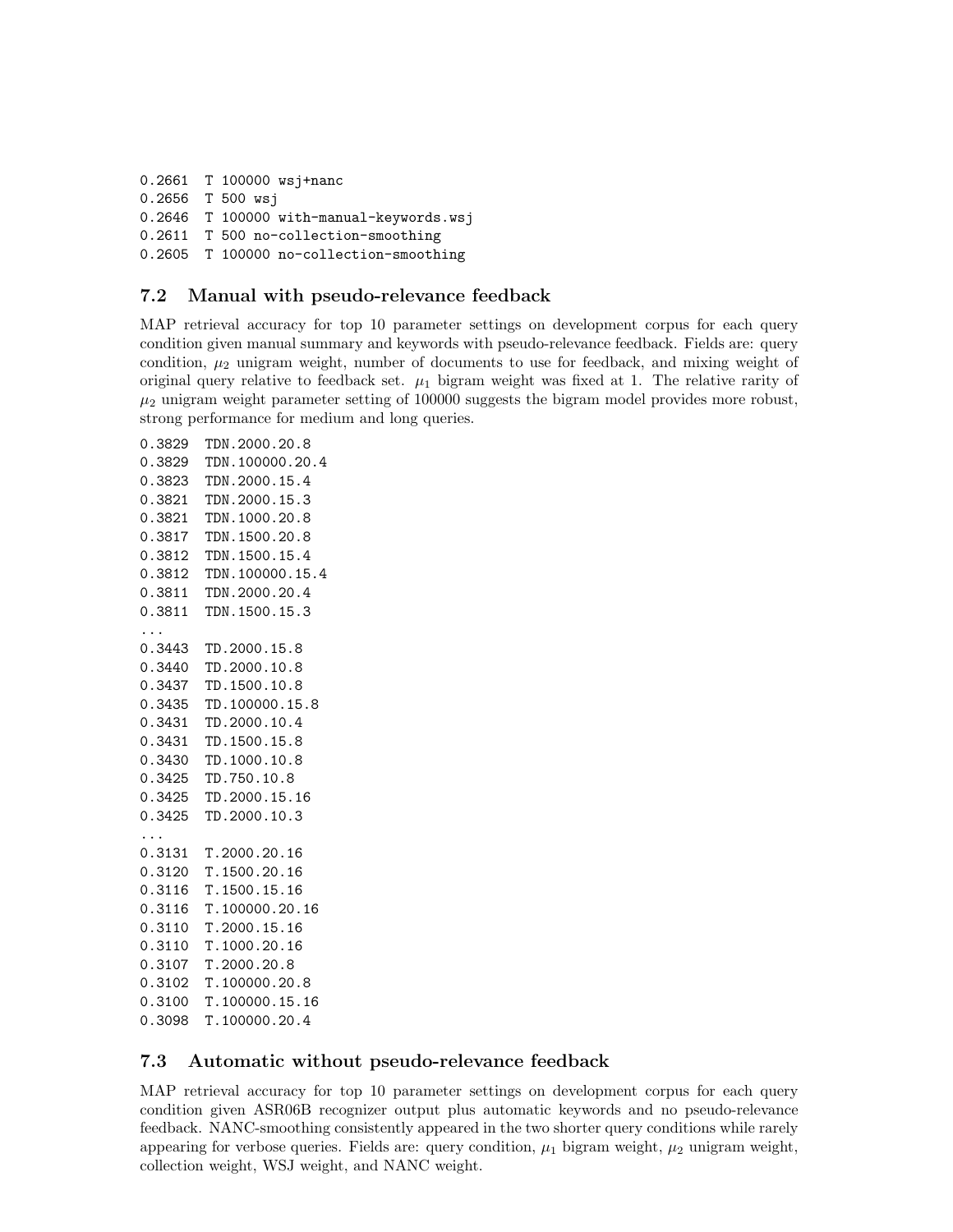```
0.2661  T 100000 wsj+nanc
0.2656  T 500 wsj
0.2646  T 100000 with-manual-keywords.wsj
0.2611  T 500 no-collection-smoothing
0.2605  T 100000 no-collection-smoothing
```

### 7.2 Manual with pseudo-relevance feedback

MAP retrieval accuracy for top 10 parameter settings on development corpus for each query condition given manual summary and keywords with pseudo-relevance feedback. Fields are: query condition, $\mu_2$ unigram weight, number of documents to use for feedback, and mixing weight of original query relative to feedback set. $\mu_1$ bigram weight was fixed at 1. The relative rarity of $\mu_2$ unigram weight parameter setting of 100000 suggests the bigram model provides more robust, strong performance for medium and long queries.

```
0.3829  TDN.2000.20.8
0.3829  TDN.100000.20.4
0.3823  TDN.2000.15.4
0.3821  TDN.2000.15.3
0.3821  TDN.1000.20.8
0.3817  TDN.1500.20.8
0.3812  TDN.1500.15.4
0.3812  TDN.100000.15.4
0.3811  TDN.2000.20.4
0.3811  TDN.1500.15.3
...
0.3443  TD.2000.15.8
0.3440  TD.2000.10.8
0.3437  TD.1500.10.8
0.3435  TD.100000.15.8
0.3431  TD.2000.10.4
0.3431  TD.1500.15.8
0.3430  TD.1000.10.8
0.3425  TD.750.10.8
0.3425  TD.2000.15.16
0.3425  TD.2000.10.3
...
0.3131  T.2000.20.16
0.3120  T.1500.20.16
0.3116  T.1500.15.16
0.3116  T.100000.20.16
0.3110  T.2000.15.16
0.3110  T.1000.20.16
0.3107  T.2000.20.8
0.3102  T.100000.20.8
0.3100  T.100000.15.16
0.3098  T.100000.20.4
```

### 7.3 Automatic without pseudo-relevance feedback

MAP retrieval accuracy for top 10 parameter settings on development corpus for each query condition given ASR06B recognizer output plus automatic keywords and no pseudo-relevance feedback. NANC-smoothing consistently appeared in the two shorter query conditions while rarely appearing for verbose queries. Fields are: query condition, $\mu_1$ bigram weight, $\mu_2$ unigram weight, collection weight, WSJ weight, and NANC weight.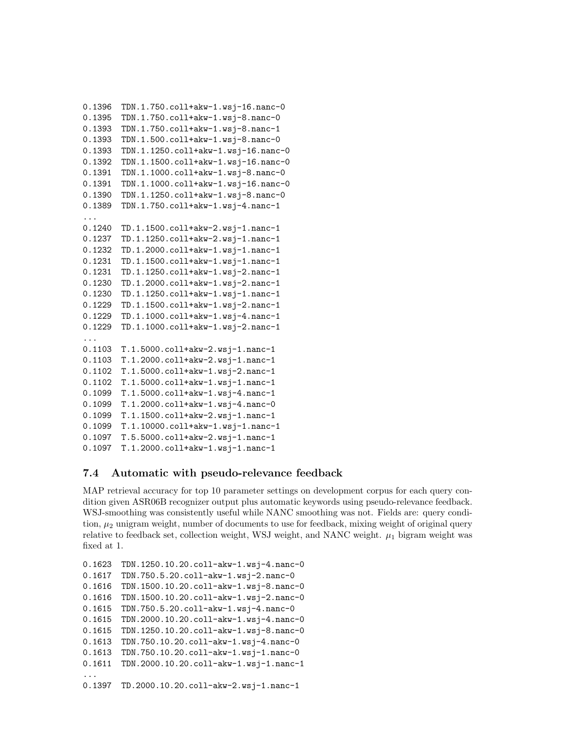```
0.1396  TDN.1.750.coll+akw-1.wsj-16.nanc-0
0.1395  TDN.1.750.coll+akw-1.wsj-8.nanc-0
0.1393  TDN.1.750.coll+akw-1.wsj-8.nanc-1
0.1393  TDN.1.500.coll+akw-1.wsj-8.nanc-0
0.1393  TDN.1.1250.coll+akw-1.wsj-16.nanc-0
0.1392  TDN.1.1500.coll+akw-1.wsj-16.nanc-0
0.1391  TDN.1.1000.coll+akw-1.wsj-8.nanc-0
0.1391  TDN.1.1000.coll+akw-1.wsj-16.nanc-0
0.1390  TDN.1.1250.coll+akw-1.wsj-8.nanc-0
0.1389  TDN.1.750.coll+akw-1.wsj-4.nanc-1
...
0.1240  TD.1.1500.coll+akw-2.wsj-1.nanc-1
0.1237  TD.1.1250.coll+akw-2.wsj-1.nanc-1
0.1232  TD.1.2000.coll+akw-1.wsj-1.nanc-1
0.1231  TD.1.1500.coll+akw-1.wsj-1.nanc-1
0.1231  TD.1.1250.coll+akw-1.wsj-2.nanc-1
0.1230  TD.1.2000.coll+akw-1.wsj-2.nanc-1
0.1230  TD.1.1250.coll+akw-1.wsj-1.nanc-1
0.1229  TD.1.1500.coll+akw-1.wsj-2.nanc-1
0.1229  TD.1.1000.coll+akw-1.wsj-4.nanc-1
0.1229  TD.1.1000.coll+akw-1.wsj-2.nanc-1
...
0.1103  T.1.5000.coll+akw-2.wsj-1.nanc-1
0.1103  T.1.2000.coll+akw-2.wsj-1.nanc-1
0.1102  T.1.5000.coll+akw-1.wsj-2.nanc-1
0.1102  T.1.5000.coll+akw-1.wsj-1.nanc-1
0.1099  T.1.5000.coll+akw-1.wsj-4.nanc-1
0.1099  T.1.2000.coll+akw-1.wsj-4.nanc-0
0.1099  T.1.1500.coll+akw-2.wsj-1.nanc-1
0.1099  T.1.10000.coll+akw-1.wsj-1.nanc-1
0.1097  T.5.5000.coll+akw-2.wsj-1.nanc-1
0.1097  T.1.2000.coll+akw-1.wsj-1.nanc-1
```

### 7.4 Automatic with pseudo-relevance feedback

MAP retrieval accuracy for top 10 parameter settings on development corpus for each query condition given ASR06B recognizer output plus automatic keywords using pseudo-relevance feedback. WSJ-smoothing was consistently useful while NANC smoothing was not. Fields are: query condition, $\mu_2$ unigram weight, number of documents to use for feedback, mixing weight of original query relative to feedback set, collection weight, WSJ weight, and NANC weight. $\mu_1$ bigram weight was fixed at 1.

```
0.1623  TDN.1250.10.20.coll-akw-1.wsj-4.nanc-0
0.1617  TDN.750.5.20.coll-akw-1.wsj-2.nanc-0
0.1616  TDN.1500.10.20.coll-akw-1.wsj-8.nanc-0
0.1616  TDN.1500.10.20.coll-akw-1.wsj-2.nanc-0
0.1615  TDN.750.5.20.coll-akw-1.wsj-4.nanc-0
0.1615  TDN.2000.10.20.coll-akw-1.wsj-4.nanc-0
0.1615  TDN.1250.10.20.coll-akw-1.wsj-8.nanc-0
0.1613  TDN.750.10.20.coll-akw-1.wsj-4.nanc-0
0.1613  TDN.750.10.20.coll-akw-1.wsj-1.nanc-0
0.1611  TDN.2000.10.20.coll-akw-1.wsj-1.nanc-1
...
0.1397  TD.2000.10.20.coll-akw-2.wsj-1.nanc-1
```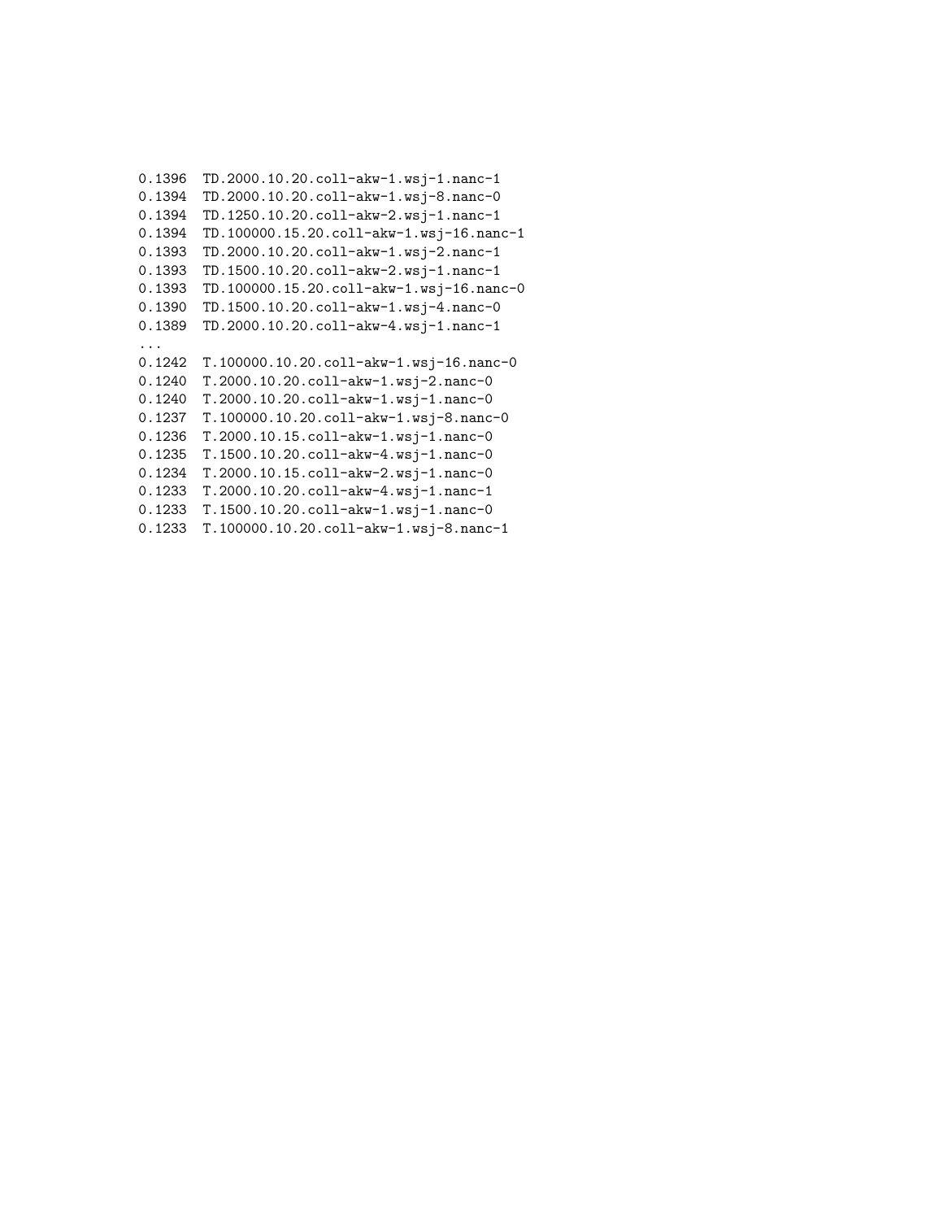```
0.1396  TD.2000.10.20.coll-akw-1.wsj-1.nanc-1
0.1394  TD.2000.10.20.coll-akw-1.wsj-8.nanc-0
0.1394  TD.1250.10.20.coll-akw-2.wsj-1.nanc-1
0.1394  TD.100000.15.20.coll-akw-1.wsj-16.nanc-1
0.1393  TD.2000.10.20.coll-akw-1.wsj-2.nanc-1
0.1393  TD.1500.10.20.coll-akw-2.wsj-1.nanc-1
0.1393  TD.100000.15.20.coll-akw-1.wsj-16.nanc-0
0.1390  TD.1500.10.20.coll-akw-1.wsj-4.nanc-0
0.1389  TD.2000.10.20.coll-akw-4.wsj-1.nanc-1
...
0.1242  T.100000.10.20.coll-akw-1.wsj-16.nanc-0
0.1240  T.2000.10.20.coll-akw-1.wsj-2.nanc-0
0.1240  T.2000.10.20.coll-akw-1.wsj-1.nanc-0
0.1237  T.100000.10.20.coll-akw-1.wsj-8.nanc-0
0.1236  T.2000.10.15.coll-akw-1.wsj-1.nanc-0
0.1235  T.1500.10.20.coll-akw-4.wsj-1.nanc-0
0.1234  T.2000.10.15.coll-akw-2.wsj-1.nanc-0
0.1233  T.2000.10.20.coll-akw-4.wsj-1.nanc-1
0.1233  T.1500.10.20.coll-akw-1.wsj-1.nanc-0
0.1233  T.100000.10.20.coll-akw-1.wsj-8.nanc-1
```